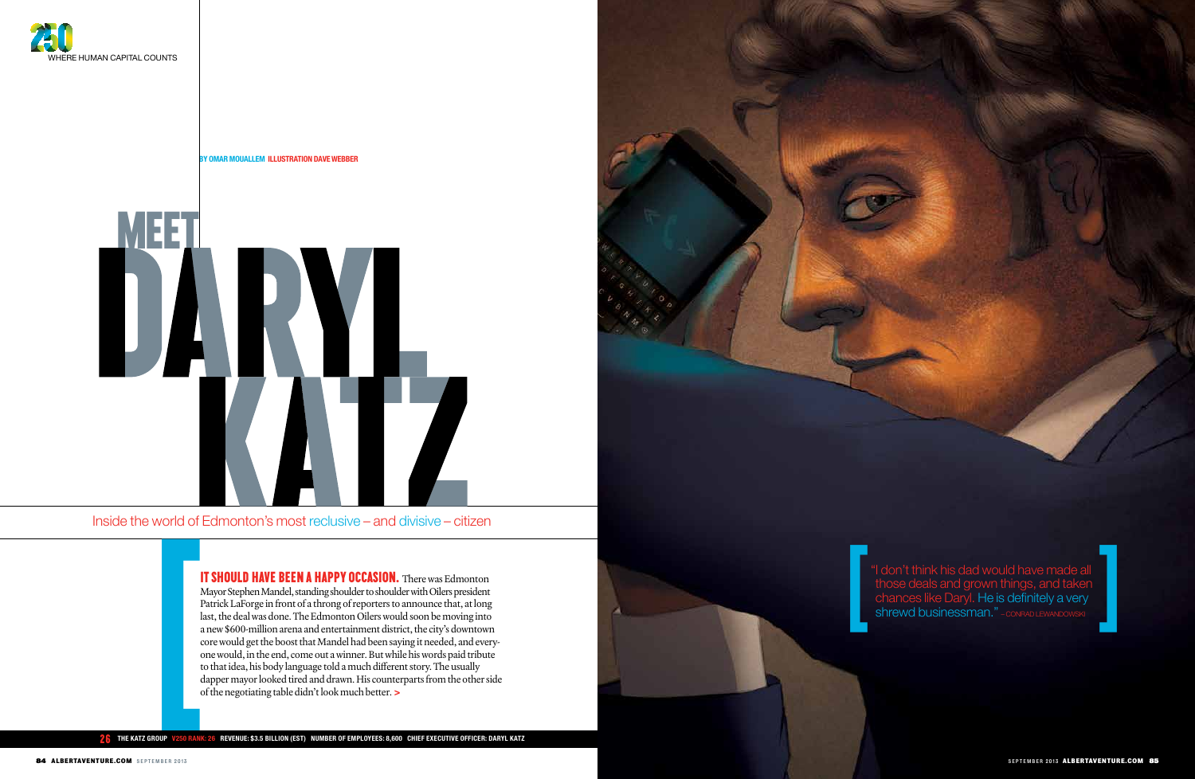# MEET DARYL KATZ

BY OMAR MOUALLEM ILLUSTRATION DAVE WEBBER

Inside the world of Edmonton's most reclusive – and divisive – citizen

**IT SHOULD HAVE BEEN A HAPPY OCCASION.** There was Edmonton Mayor Stephen Mandel, standing shoulder to shoulder with Oilers president Patrick LaForge in front of a throng of reporters to announce that, at long last, the deal was done. The Edmonton Oilers would soon be moving into a new $600-million arena and entertainment district, the city's downtown core would get the boost that Mandel had been saying it needed, and everyone would, in the end, come out a winner. But while his words paid tribute to that idea, his body language told a much different story. The usually dapper mayor looked tired and drawn. His counterparts from the other side of the negotiating table didn't look much better. >

> "I don't think his dad would have made all those deals and grown things, and taken chances like Daryl. He is definitely a very shrewd businessman." – CONRAD LEWANDOWSKI

**26** THE KATZ GROUP V250 RANK: 26 REVENUE: $3.5 BILLION (EST) NUMBER OF EMPLOYEES: 8,600 CHIEF EXECUTIVE OFFICER: DARYL KATZ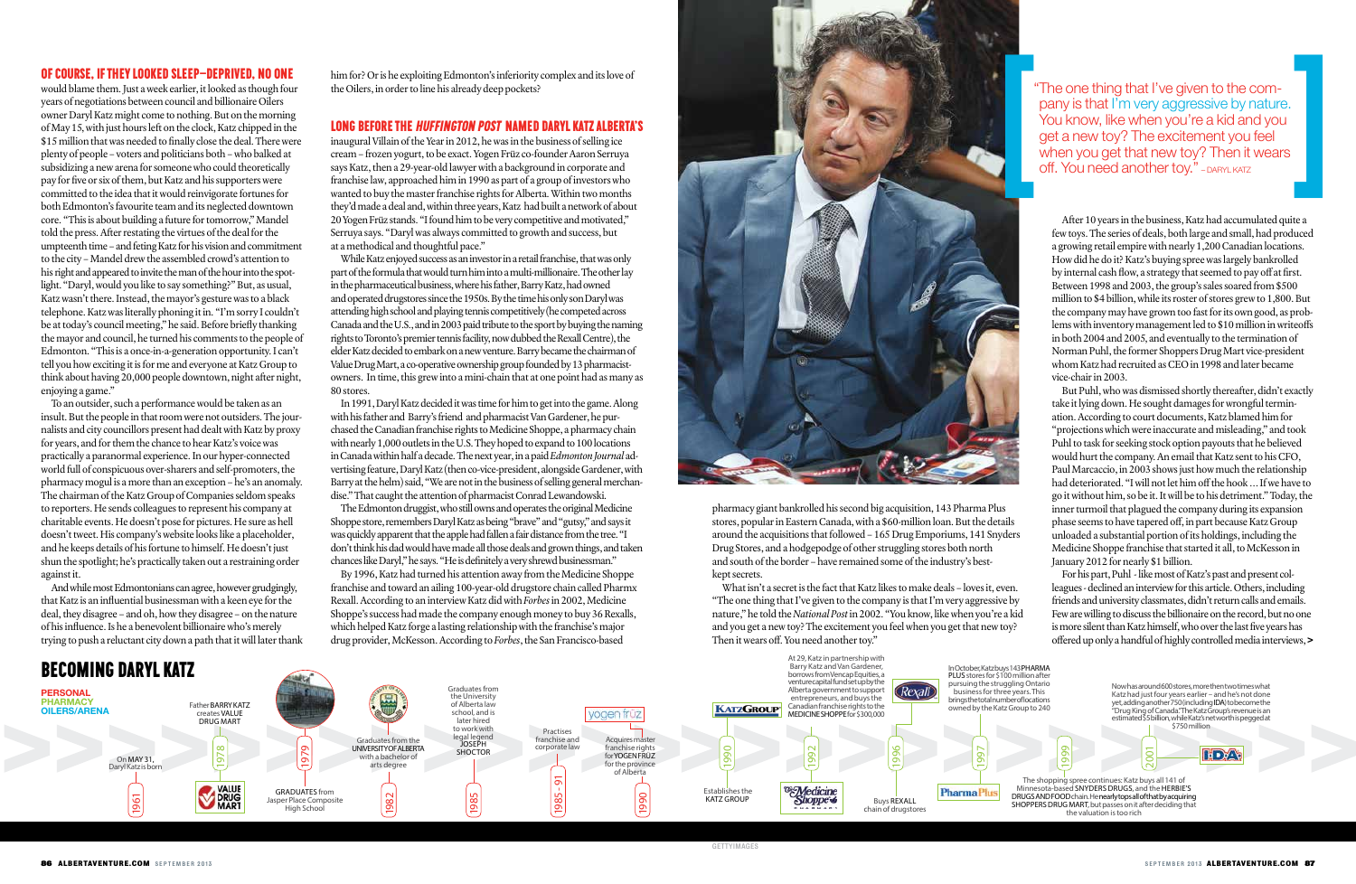**OF COURSE, IF THEY LOOKED SLEEP-DEPRIVED, NO ONE** would blame them. Just a week earlier, it looked as though four years of negotiations between council and billionaire Oilers owner Daryl Katz might come to nothing. But on the morning of May 15, with just hours left on the clock, Katz chipped in the $15 million that was needed to finally close the deal. There were plenty of people – voters and politicians both – who balked at subsidizing a new arena for someone who could theoretically pay for five or six of them, but Katz and his supporters were committed to the idea that it would reinvigorate fortunes for both Edmonton's favourite team and its neglected downtown core. "This is about building a future for tomorrow," Mandel told the press. After restating the virtues of the deal for the umpteenth time – and feting Katz for his vision and commitment to the city – Mandel drew the assembled crowd's attention to his right and appeared to invite the man of the hour into the spotlight. "Daryl, would you like to say something?" But, as usual, Katz wasn't there. Instead, the mayor's gesture was to a black telephone. Katz was literally phoning it in. "I'm sorry I couldn't be at today's council meeting," he said. Before briefly thanking the mayor and council, he turned his comments to the people of Edmonton. "This is a once-in-a-generation opportunity. I can't tell you how exciting it is for me and everyone at Katz Group to think about having 20,000 people downtown, night after night, enjoying a game."

To an outsider, such a performance would be taken as an insult. But the people in that room were not outsiders. The journalists and city councillors present had dealt with Katz by proxy for years, and for them the chance to hear Katz's voice was practically a paranormal experience. In our hyper-connected world full of conspicuous over-sharers and self-promoters, the pharmacy mogul is a more than an exception – he's an anomaly. The chairman of the Katz Group of Companies seldom speaks to reporters. He sends colleagues to represent his company at charitable events. He doesn't pose for pictures. He sure as hell doesn't tweet. His company's website looks like a placeholder, and he keeps details of his fortune to himself. He doesn't just shun the spotlight; he's practically taken out a restraining order against it.

And while most Edmontonians can agree, however grudgingly, that Katz is an influential businessman with a keen eye for the deal, they disagree – and oh, how they disagree – on the nature of his influence. Is he a benevolent billionaire who's merely trying to push a reluctant city down a path that it will later thank him for? Or is he exploiting Edmonton's inferiority complex and its love of the Oilers, in order to line his already deep pockets?

**LONG BEFORE THE *HUFFINGTON POST* NAMED DARYL KATZ ALBERTA'S** inaugural Villain of the Year in 2012, he was in the business of selling ice cream – frozen yogurt, to be exact. Yogen Früz co-founder Aaron Serruya says Katz, then a 29-year-old lawyer with a background in corporate and franchise law, approached him in 1990 as part of a group of investors who wanted to buy the master franchise rights for Alberta. Within two months they'd made a deal and, within three years, Katz had built a network of about 20 Yogen Früz stands. "I found him to be very competitive and motivated," Serruya says. "Daryl was always committed to growth and success, but at a methodical and thoughtful pace."

While Katz enjoyed success as an investor in a retail franchise, that was only part of the formula that would turn him into a multi-millionaire. The other lay in the pharmaceutical business, where his father, Barry Katz, had owned and operated drugstores since the 1950s. By the time his only son Daryl was attending high school and playing tennis competitively (he competed across Canada and the U.S., and in 2003 paid tribute to the sport by buying the naming rights to Toronto's premier tennis facility, now dubbed the Rexall Centre), the elder Katz decided to embark on a new venture. Barry became the chairman of Value Drug Mart, a co-operative ownership group founded by 13 pharmacist-owners. In time, this grew into a mini-chain that at one point had as many as 80 stores.

In 1991, Daryl Katz decided it was time for him to get into the game. Along with his father and Barry's friend and pharmacist Van Gardener, he purchased the Canadian franchise rights to Medicine Shoppe, a pharmacy chain with nearly 1,000 outlets in the U.S. They hoped to expand to 100 locations in Canada within half a decade. The next year, in a paid *Edmonton Journal* advertising feature, Daryl Katz (then co-vice-president, alongside Gardener, with Barry at the helm) said, "We are not in the business of selling general merchandise." That caught the attention of pharmacist Conrad Lewandowski.

The Edmonton druggist, who still owns and operates the original Medicine Shoppe store, remembers Daryl Katz as being "brave" and "gutsy," and says it was quickly apparent that the apple had fallen a fair distance from the tree. "I don't think his dad would have made all those deals and grown things, and taken chances like Daryl," he says. "He is definitely a very shrewd businessman."

By 1996, Katz had turned his attention away from the Medicine Shoppe franchise and toward an ailing 100-year-old drugstore chain called Pharmx Rexall. According to an interview Katz did with *Forbes* in 2002, Medicine Shoppe's success had made the company enough money to buy 36 Rexalls, which helped Katz forge a lasting relationship with the franchise's major drug provider, McKesson. According to *Forbes*, the San Francisco-based pharmacy giant bankrolled his second big acquisition, 143 Pharma Plus stores, popular in Eastern Canada, with a $60-million loan. But the details around the acquisitions that followed – 165 Drug Emporiums, 141 Snyders Drug Stores, and a hodgepodge of other struggling stores both north and south of the border – have remained some of the industry's best-kept secrets.

What isn't a secret is the fact that Katz likes to make deals – loves it, even. "The one thing that I've given to the company is that I'm very aggressive by nature," he told the *National Post* in 2002. "You know, like when you're a kid and you get a new toy? The excitement you feel when you get that new toy? Then it wears off. You need another toy."

> "The one thing that I've given to the company is that I'm very aggressive by nature. You know, like when you're a kid and you get a new toy? The excitement you feel when you get that new toy? Then it wears off. You need another toy." – DARYL KATZ

After 10 years in the business, Katz had accumulated quite a few toys. The series of deals, both large and small, had produced a growing retail empire with nearly 1,200 Canadian locations. How did he do it? Katz's buying spree was largely bankrolled by internal cash flow, a strategy that seemed to pay off at first. Between 1998 and 2003, the group's sales soared from $500 million to $4 billion, while its roster of stores grew to 1,800. But the company may have grown too fast for its own good, as problems with inventory management led to $10 million in writeoffs in both 2004 and 2005, and eventually to the termination of Norman Puhl, the former Shoppers Drug Mart vice-president whom Katz had recruited as CEO in 1998 and later became vice-chair in 2003.

But Puhl, who was dismissed shortly thereafter, didn't exactly take it lying down. He sought damages for wrongful termination. According to court documents, Katz blamed him for "projections which were inaccurate and misleading," and took Puhl to task for seeking stock option payouts that he believed would hurt the company. An email that Katz sent to his CFO, Paul Marcaccio, in 2003 shows just how much the relationship had deteriorated. "I will not let him off the hook … If we have to go it without him, so be it. It will be to his detriment." Today, the inner turmoil that plagued the company during its expansion phase seems to have tapered off, in part because Katz Group unloaded a substantial portion of its holdings, including the Medicine Shoppe franchise that started it all, to McKesson in January 2012 for nearly $1 billion.

For his part, Puhl - like most of Katz's past and present colleagues - declined an interview for this article. Others, including friends and university classmates, didn't return calls and emails. Few are willing to discuss the billionaire on the record, but no one is more silent than Katz himself, who over the last five years has offered up only a handful of highly controlled media interviews, >

GETTYIMAGES

## BECOMING DARYL KATZ

PERSONAL / PHARMACY / OILERS/ARENA

- **1961** – On MAY 31, Daryl Katz is born
- **1978** – Father BARRY KATZ creates VALUE DRUG MART
- **1979** – GRADUATES from Jasper Place Composite High School
- **1982** – Graduates from the UNIVERSITY OF ALBERTA with a bachelor of arts degree
- **1985** – Graduates from the University of Alberta law school, and is later hired to work with legal legend JOSEPH SHOCTOR
- **1985-91** – Practises franchise and corporate law
- **1990** – Acquires master franchise rights for YOGEN FRUZ for the province of Alberta
- **1990** – Establishes the KATZ GROUP
- **1992** – At 29, Katz in partnership with Barry Katz and Van Gardener, borrows from Vencap Equities, a venture capital fund set up by the Alberta government to support entrepreneurs, and buys the Canadian franchise rights to the MEDICINE SHOPPE for $300,000
- **1996** – Buys REXALL chain of drugstores
- **1997** – In October, Katz buys 143 PHARMA PLUS stores for $100 million after pursuing the struggling Ontario business for three years. This brings the total number of locations owned by the Katz Group to 240
- **1999** – The shopping spree continues: Katz buys all 141 of Minnesota-based SNYDERS DRUGS, and the HERBIE'S DRUGS AND FOOD chain. He nearly tops all of that by acquiring SHOPPERS DRUG MART, but passes on it after deciding that the valuation is too rich
- **2001** – Now has around 600 stores, more then two times what Katz had just four years earlier – and he's not done yet, adding another 750 (including IDA) to become the "Drug King of Canada." The Katz Group's revenue is an estimated $5 billion, while Katz's net worth is pegged at $750 million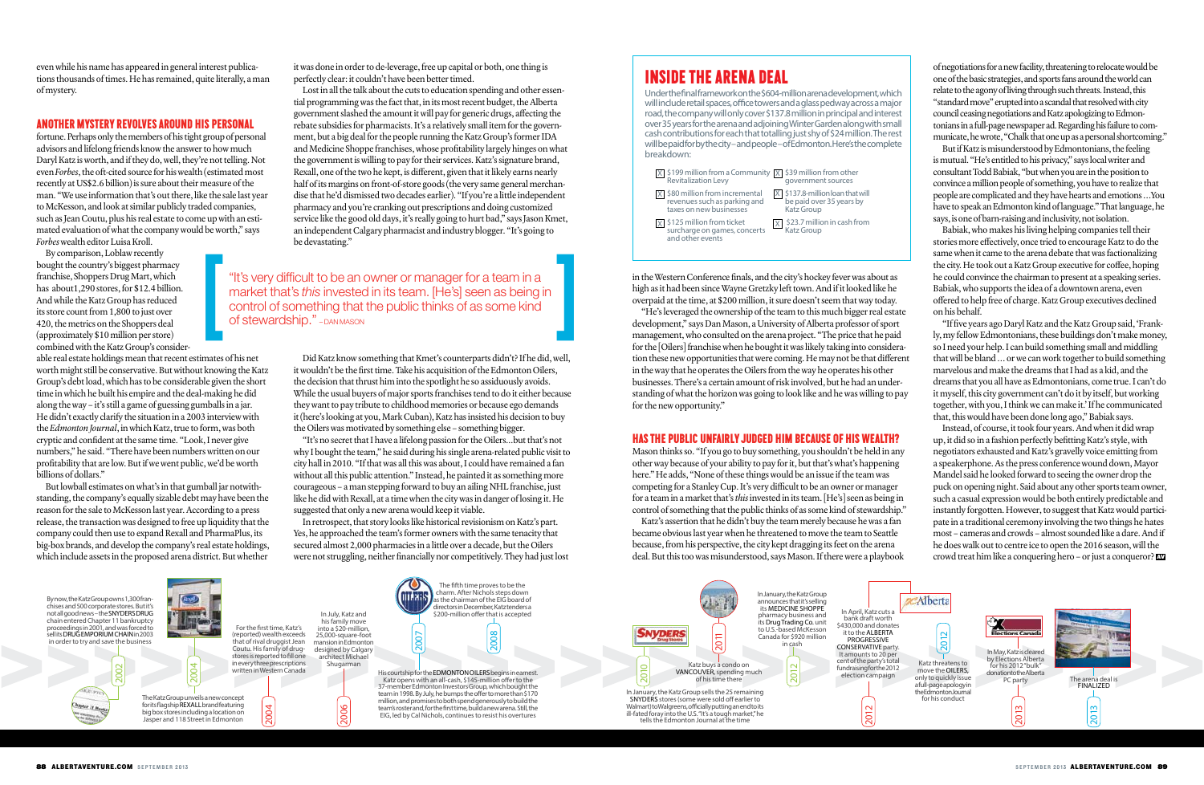even while his name has appeared in general interest publications thousands of times. He has remained, quite literally, a man of mystery.

## ANOTHER MYSTERY REVOLVES AROUND HIS PERSONAL

fortune. Perhaps only the members of his tight group of personal advisors and lifelong friends know the answer to how much Daryl Katz is worth, and if they do, well, they're not telling. Not even *Forbes*, the oft-cited source for his wealth (estimated most recently at US$2.6 billion) is sure about their measure of the man. "We use information that's out there, like the sale last year to McKesson, and look at similar publicly traded companies, such as Jean Coutu, plus his real estate to come up with an estimated evaluation of what the company would be worth," says *Forbes* wealth editor Luisa Kroll.

By comparison, Loblaw recently bought the country's biggest pharmacy franchise, Shoppers Drug Mart, which has about1,290 stores, for $12.4 billion. And while the Katz Group has reduced its store count from 1,800 to just over 420, the metrics on the Shoppers deal (approximately $10 million per store) combined with the Katz Group's considerable real estate holdings mean that recent estimates of his net worth might still be conservative. But without knowing the Katz Group's debt load, which has to be considerable given the short time in which he built his empire and the deal-making he did along the way – it's still a game of guessing gumballs in a jar. He didn't exactly clarify the situation in a 2003 interview with the *Edmonton Journal*, in which Katz, true to form, was both cryptic and confident at the same time. "Look, I never give numbers," he said. "There have been numbers written on our profitability that are low. But if we went public, we'd be worth billions of dollars."

But lowball estimates on what's in that gumball jar notwithstanding, the company's equally sizable debt may have been the reason for the sale to McKesson last year. According to a press release, the transaction was designed to free up liquidity that the company could then use to expand Rexall and PharmaPlus, its big-box brands, and develop the company's real estate holdings, which include assets in the proposed arena district. But whether it was done in order to de-leverage, free up capital or both, one thing is perfectly clear: it couldn't have been better timed.

Lost in all the talk about the cuts to education spending and other essential programming was the fact that, in its most recent budget, the Alberta government slashed the amount it will pay for generic drugs, affecting the rebate subsidies for pharmacists. It's a relatively small item for the government, but a big deal for the people running the Katz Group's former IDA and Medicine Shoppe franchises, whose profitability largely hinges on what the government is willing to pay for their services. Katz's signature brand, Rexall, one of the two he kept, is different, given that it likely earns nearly half of its margins on front-of-store goods (the very same general merchandise that he'd dismissed two decades earlier). "If you're a little independent pharmacy and you're cranking out prescriptions and doing customized service like the good old days, it's really going to hurt bad," says Jason Kmet, an independent Calgary pharmacist and industry blogger. "It's going to be devastating."

> "It's very difficult to be an owner or manager for a team in a market that's *this* invested in its team. [He's] seen as being in control of something that the public thinks of as some kind of stewardship." – DAN MASON

Did Katz know something that Kmet's counterparts didn't? If he did, well, it wouldn't be the first time. Take his acquisition of the Edmonton Oilers, the decision that thrust him into the spotlight he so assiduously avoids. While the usual buyers of major sports franchises tend to do it either because they want to pay tribute to childhood memories or because ego demands it (here's looking at you, Mark Cuban), Katz has insisted his decision to buy the Oilers was motivated by something else – something bigger.

"It's no secret that I have a lifelong passion for the Oilers...but that's not why I bought the team," he said during his single arena-related public visit to city hall in 2010. "If that was all this was about, I could have remained a fan without all this public attention." Instead, he painted it as something more courageous – a man stepping forward to buy an ailing NHL franchise, just like he did with Rexall, at a time when the city was in danger of losing it. He suggested that only a new arena would keep it viable.

In retrospect, that story looks like historical revisionism on Katz's part. Yes, he approached the team's former owners with the same tenacity that almost 2,000 pharmacies in a little over a decade, but the Oilers were not struggling, neither financially nor competitively. They had just lost in the Western Conference finals, and the city's hockey fever was about as high as it had been since Wayne Gretzky left town. And if it looked like he overpaid at the time, at $200 million, it sure doesn't seem that way today.

"He's leveraged the ownership of the team to this much bigger real estate development," says Dan Mason, a University of Alberta professor of sport management, who consulted on the arena project. "The price that he paid for the [Oilers] franchise when he bought it was likely taking into consideration these new opportunities that were coming. He may not be that different in the way that he operates the Oilers from the way he operates his other businesses. There's a certain amount of risk involved, but he had an understanding of what the horizon was going to look like and he was willing to pay for the new opportunity."

## INSIDE THE ARENA DEAL

Under the final framework on the $604-million arena development, which will include retail spaces, office towers and a glass pedway across a major road, the company will only cover $137.8 million in principal and interest over 35 years for the arena and adjoining Winter Garden along with small cash contributions for each that totalling just shy of $24 million. The rest will be paid for by the city – and people – of Edmonton. Here's the complete breakdown:

- $199 million from a Community Revitalization Levy
- $80 million from incremental revenues such as parking and taxes on new businesses
- $125 million from ticket surcharge on games, concerts and other events
- $39 million from other government sources
- $137.8-million loan that will be paid over 35 years by Katz Group
- $23.7 million in cash from Katz Group

## HAS THE PUBLIC UNFAIRLY JUDGED HIM BECAUSE OF HIS WEALTH?

Mason thinks so. "If you go to buy something, you shouldn't be held in any other way because of your ability to pay for it, but that's what's happening here." He adds, "None of these things would be an issue if the team was competing for a Stanley Cup. It's very difficult to be an owner or manager for a team in a market that's *this* invested in its team. [He's] seen as being in control of something that the public thinks of as some kind of stewardship."

Katz's assertion that he didn't buy the team merely because he was a fan became obvious last year when he threatened to move the team to Seattle because, from his perspective, the city kept dragging its feet on the arena deal. But this too was misunderstood, says Mason. If there were a playbook of negotiations for a new facility, threatening to relocate would be one of the basic strategies, and sports fans around the world can relate to the agony of living through such threats. Instead, this "standard move" erupted into a scandal that resolved with city council ceasing negotiations and Katz apologizing to Edmontonians in a full-page newspaper ad. Regarding his failure to communicate, he wrote, "Chalk that one up as a personal shortcoming."

But if Katz is misunderstood by Edmontonians, the feeling is mutual. "He's entitled to his privacy," says local writer and consultant Todd Babiak, "but when you are in the position to convince a million people of something, you have to realize that people are complicated and they have hearts and emotions...You have to speak an Edmonton kind of language." That language, he says, is one of barn-raising and inclusivity, not isolation.

Babiak, who makes his living helping companies tell their stories more effectively, once tried to encourage Katz to do the same when it came to the arena debate that was factionalizing the city. He took out a Katz Group executive for coffee, hoping he could convince the chairman to present at a speaking series. Babiak, who supports the idea of a downtown arena, even offered to help free of charge. Katz Group executives declined on his behalf.

"If five years ago Daryl Katz and the Katz Group said, 'Frankly, my fellow Edmontonians, these buildings don't make money, so I need your help. I can build something small and middling that will be bland ... or we can work together to build something marvelous and make the dreams that I had as a kid, and the dreams that you all have as Edmontonians, come true. I can't do it myself, this city government can't do it by itself, but working together, with you, I think we can make it.' If he communicated that, this would have been done long ago," Babiak says.

Instead, of course, it took four years. And when it did wrap up, it did so in a fashion perfectly befitting Katz's style, with negotiators exhausted and Katz's gravelly voice emitting from a speakerphone. As the press conference wound down, Mayor Mandel said he looked forward to seeing the owner drop the puck on opening night. Said about any other sports team owner, such a casual expression would be both entirely predictable and instantly forgotten. However, to suggest that Katz would participate in a traditional ceremony involving the two things he hates most – cameras and crowds – almost sounded like a dare. And if he does walk out to centre ice to open the 2016 season, will the crowd treat him like a conquering hero – or just a conqueror? AV

**2002** – By now, the Katz Group owns 1,300 franchises and 500 corporate stores. But it's not all good news – the SNYDERS DRUG chain entered Chapter 11 bankruptcy proceedings in 2001, and was forced to sell its DRUG EMPORIUM CHAIN in 2003 in order to try and save the business

**2004** – The Katz Group unveils a new concept for its flagship REXALL brand featuring big box stores including a location on Jasper and 118 Street in Edmonton

**2004** – For the first time, Katz's (reported) wealth exceeds that of rival druggist Jean Coutu. His family of drugstores is reported to fill one in every three prescriptions written in Western Canada

**2006** – In July, Katz and his family move into a $20-million, 25,000-square-foot mansion in Edmonton designed by Calgary architect Michael Shugarman

**2007** – His courtship for the EDMONTON OILERS begins in earnest. Katz opens with an all-cash, $145-million offer to the 37-member Edmonton Investors Group, which bought the team in 1998. By July, he bumps the offer to more than $170 million, and promises to both spend generously to build the team's roster and, for the first time, build a new arena. Still, the EIG, led by Cal Nichols, continues to resist his overtures

**2008** – The fifth time proves to be the charm. After Nichols steps down as the chairman of the EIG board of directors in December, Katz tenders a $200-million offer that is accepted

**2010** – In January, the Katz Group sells the 25 remaining SNYDERS stores (some were sold off earlier to Walmart) to Walgreens, officially putting an end to its ill-fated foray into the U.S. "It's a tough market," he tells the Edmonton Journal at the time

**2011** – Katz buys a condo on VANCOUVER, spending much of his time there

**2012** – In January, the Katz Group announces that it's selling its MEDICINE SHOPPE pharmacy business and its Drug Trading Co. unit to U.S.-based McKesson Canada for $920 million in cash

**2012** – In April, Katz cuts a bank draft worth $430,000 and donates it to the ALBERTA PROGRESSIVE CONSERVATIVE party. It amounts to 20 per cent of the party's total fundraising for the 2012 election campaign

**2012** – Katz threatens to move the OILERS, only to quickly issue a full-page apology in the Edmonton Journal for his conduct

**2013** – In May, Katz is cleared by Elections Alberta for his 2012 "bulk" donation to the Alberta PC party

**2013** – The arena deal is FINALIZED